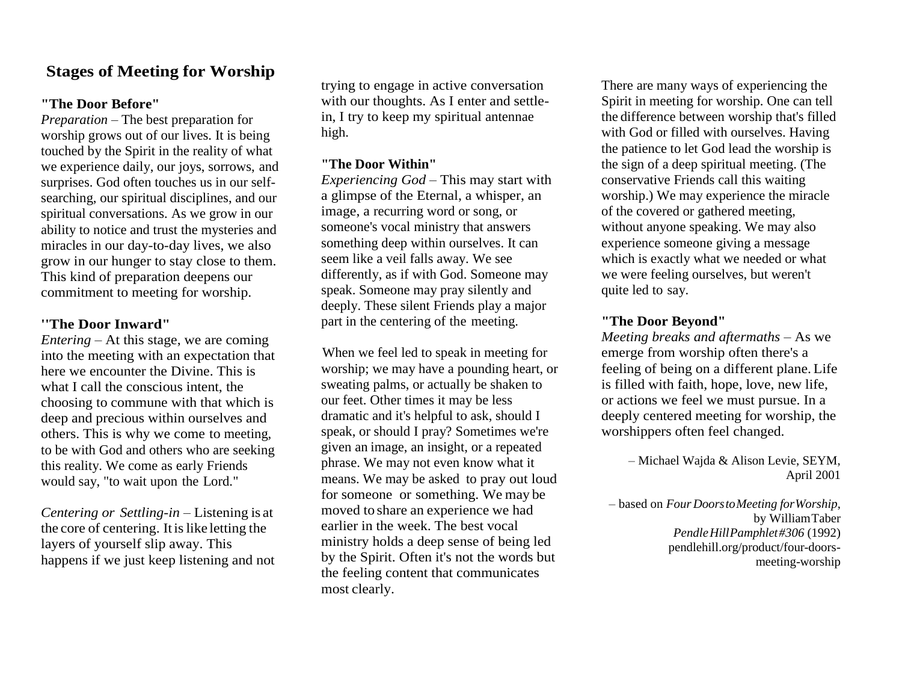# Stages of Meeting for Worship

**"The Door Before"**

*Preparation* – The best preparation for worship grows out of our lives. It is being touched by the Spirit in the reality of what we experience daily, our joys, sorrows, and surprises. God often touches us in our self-searching, our spiritual disciplines, and our spiritual conversations. As we grow in our ability to notice and trust the mysteries and miracles in our day-to-day lives, we also grow in our hunger to stay close to them. This kind of preparation deepens our commitment to meeting for worship.

**"The Door Inward"**

*Entering* – At this stage, we are coming into the meeting with an expectation that here we encounter the Divine. This is what I call the conscious intent, the choosing to commune with that which is deep and precious within ourselves and others. This is why we come to meeting, to be with God and others who are seeking this reality. We come as early Friends would say, "to wait upon the Lord."

*Centering or Settling-in* – Listening is at the core of centering. It is like letting the layers of yourself slip away. This happens if we just keep listening and not trying to engage in active conversation with our thoughts. As I enter and settle-in, I try to keep my spiritual antennae high.

**"The Door Within"**

*Experiencing God* – This may start with a glimpse of the Eternal, a whisper, an image, a recurring word or song, or someone's vocal ministry that answers something deep within ourselves. It can seem like a veil falls away. We see differently, as if with God. Someone may speak. Someone may pray silently and deeply. These silent Friends play a major part in the centering of the meeting.

When we feel led to speak in meeting for worship; we may have a pounding heart, or sweating palms, or actually be shaken to our feet. Other times it may be less dramatic and it's helpful to ask, should I speak, or should I pray? Sometimes we're given an image, an insight, or a repeated phrase. We may not even know what it means. We may be asked to pray out loud for someone or something. We may be moved to share an experience we had earlier in the week. The best vocal ministry holds a deep sense of being led by the Spirit. Often it's not the words but the feeling content that communicates most clearly.

There are many ways of experiencing the Spirit in meeting for worship. One can tell the difference between worship that's filled with God or filled with ourselves. Having the patience to let God lead the worship is the sign of a deep spiritual meeting. (The conservative Friends call this waiting worship.) We may experience the miracle of the covered or gathered meeting, without anyone speaking. We may also experience someone giving a message which is exactly what we needed or what we were feeling ourselves, but weren't quite led to say.

**"The Door Beyond"**

*Meeting breaks and aftermaths* – As we emerge from worship often there's a feeling of being on a different plane. Life is filled with faith, hope, love, new life, or actions we feel we must pursue. In a deeply centered meeting for worship, the worshippers often feel changed.

– Michael Wajda & Alison Levie, SEYM, April 2001

– based on *Four Doors to Meeting for Worship*, by William Taber *Pendle Hill Pamphlet #306* (1992) pendlehill.org/product/four-doors-meeting-worship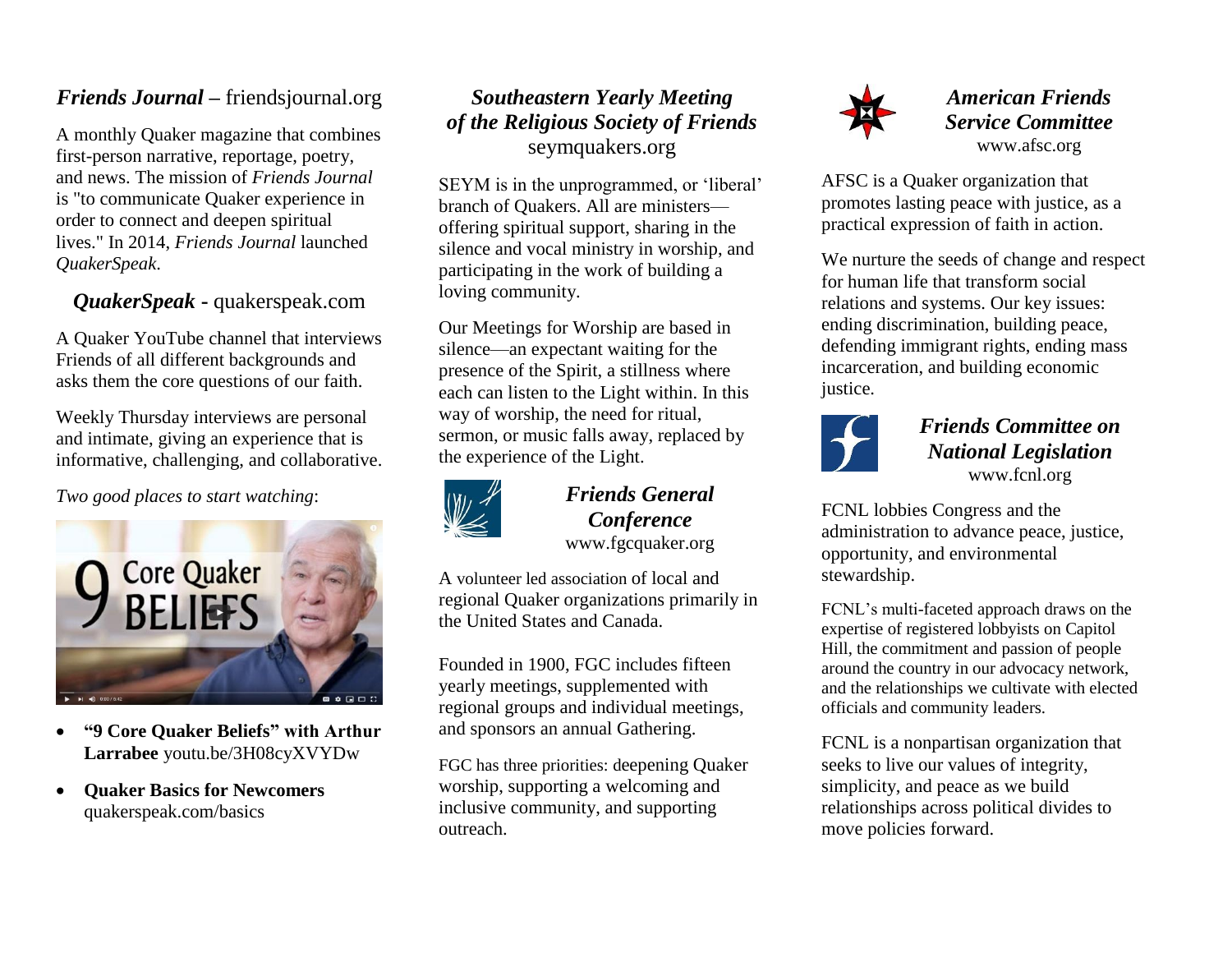### *Friends Journal* – friendsjournal.org

A monthly Quaker magazine that combines first-person narrative, reportage, poetry, and news. The mission of *Friends Journal* is "to communicate Quaker experience in order to connect and deepen spiritual lives." In 2014, *Friends Journal* launched *QuakerSpeak*.

### *QuakerSpeak* - quakerspeak.com

A Quaker YouTube channel that interviews Friends of all different backgrounds and asks them the core questions of our faith.

Weekly Thursday interviews are personal and intimate, giving an experience that is informative, challenging, and collaborative.

*Two good places to start watching*:

- **"9 Core Quaker Beliefs" with Arthur Larrabee** youtu.be/3H08cyXVYDw
- **Quaker Basics for Newcomers** quakerspeak.com/basics

### *Southeastern Yearly Meeting of the Religious Society of Friends*

seymquakers.org

SEYM is in the unprogrammed, or 'liberal' branch of Quakers. All are ministers—offering spiritual support, sharing in the silence and vocal ministry in worship, and participating in the work of building a loving community.

Our Meetings for Worship are based in silence—an expectant waiting for the presence of the Spirit, a stillness where each can listen to the Light within. In this way of worship, the need for ritual, sermon, or music falls away, replaced by the experience of the Light.

### *Friends General Conference*

www.fgcquaker.org

A volunteer led association of local and regional Quaker organizations primarily in the United States and Canada.

Founded in 1900, FGC includes fifteen yearly meetings, supplemented with regional groups and individual meetings, and sponsors an annual Gathering.

FGC has three priorities: deepening Quaker worship, supporting a welcoming and inclusive community, and supporting outreach.

### *American Friends Service Committee*

www.afsc.org

AFSC is a Quaker organization that promotes lasting peace with justice, as a practical expression of faith in action.

We nurture the seeds of change and respect for human life that transform social relations and systems. Our key issues: ending discrimination, building peace, defending immigrant rights, ending mass incarceration, and building economic justice.

### *Friends Committee on National Legislation*

www.fcnl.org

FCNL lobbies Congress and the administration to advance peace, justice, opportunity, and environmental stewardship.

FCNL's multi-faceted approach draws on the expertise of registered lobbyists on Capitol Hill, the commitment and passion of people around the country in our advocacy network, and the relationships we cultivate with elected officials and community leaders.

FCNL is a nonpartisan organization that seeks to live our values of integrity, simplicity, and peace as we build relationships across political divides to move policies forward.